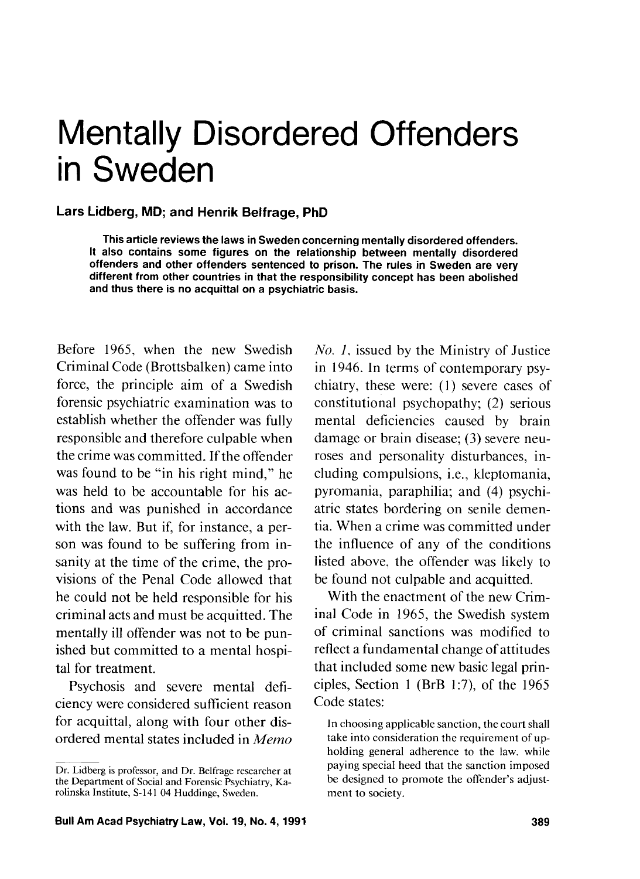# Mentally Disordered Offenders in Sweden

**Lars Lidberg, MD; and Henrik Belfrage, PhD**

**This article reviews the laws in Sweden concerning mentally disordered offenders. It also contains some figures on the relationship between mentally disordered offenders and other offenders sentenced to prison. The rules in Sweden are very different from other countries in that the responsibility concept has been abolished and thus there is no acquittal on a psychiatric basis.**

Before 1965, when the new Swedish Criminal Code (Brottsbalken) came into force, the principle aim of a Swedish forensic psychiatric examination was to establish whether the offender was fully responsible and therefore culpable when the crime was committed. If the offender was found to be "in his right mind," he was held to be accountable for his actions and was punished in accordance with the law. But if, for instance, a person was found to be suffering from insanity at the time of the crime, the provisions of the Penal Code allowed that he could not be held responsible for his criminal acts and must be acquitted. The mentally ill offender was not to be punished but committed to a mental hospital for treatment.

Psychosis and severe mental deficiency were considered sufficient reason for acquittal, along with four other disordered mental states included in *Memo No. 1*, issued by the Ministry of Justice in 1946. In terms of contemporary psychiatry, these were: (1) severe cases of constitutional psychopathy; (2) serious mental deficiencies caused by brain damage or brain disease; (3) severe neuroses and personality disturbances, including compulsions, i.e., kleptomania, pyromania, paraphilia; and (4) psychiatric states bordering on senile dementia. When a crime was committed under the influence of any of the conditions listed above, the offender was likely to be found not culpable and acquitted.

With the enactment of the new Criminal Code in 1965, the Swedish system of criminal sanctions was modified to reflect a fundamental change of attitudes that included some new basic legal principles, Section 1 (BrB 1:7), of the 1965 Code states:

> In choosing applicable sanction, the court shall take into consideration the requirement of upholding general adherence to the law, while paying special heed that the sanction imposed be designed to promote the offender's adjustment to society.

Dr. Lidberg is professor, and Dr. Belfrage researcher at the Department of Social and Forensic Psychiatry, Karolinska Institute, S-141 04 Huddinge, Sweden.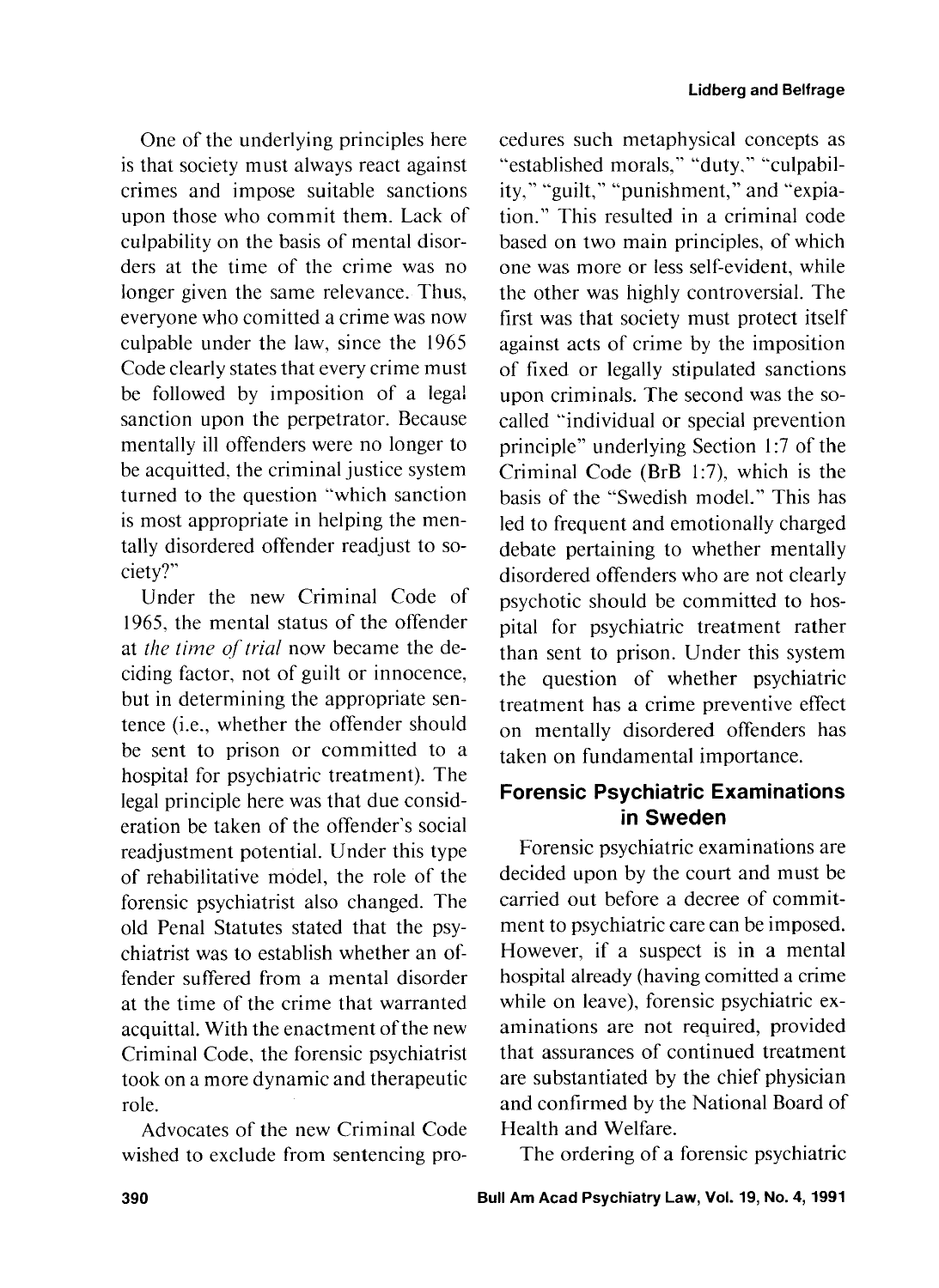One of the underlying principles here is that society must always react against crimes and impose suitable sanctions upon those who commit them. Lack of culpability on the basis of mental disorders at the time of the crime was no longer given the same relevance. Thus, everyone who comitted a crime was now culpable under the law, since the 1965 Code clearly states that every crime must be followed by imposition of a legal sanction upon the perpetrator. Because mentally ill offenders were no longer to be acquitted, the criminal justice system turned to the question "which sanction is most appropriate in helping the mentally disordered offender readjust to society?"

Under the new Criminal Code of 1965, the mental status of the offender at *the time of trial* now became the deciding factor, not of guilt or innocence, but in determining the appropriate sentence (i.e., whether the offender should be sent to prison or committed to a hospital for psychiatric treatment). The legal principle here was that due consideration be taken of the offender's social readjustment potential. Under this type of rehabilitative model, the role of the forensic psychiatrist also changed. The old Penal Statutes stated that the psychiatrist was to establish whether an offender suffered from a mental disorder at the time of the crime that warranted acquittal. With the enactment of the new Criminal Code, the forensic psychiatrist took on a more dynamic and therapeutic role.

Advocates of the new Criminal Code wished to exclude from sentencing procedures such metaphysical concepts as "established morals," "duty," "culpability," "guilt," "punishment," and "expiation." This resulted in a criminal code based on two main principles, of which one was more or less self-evident, while the other was highly controversial. The first was that society must protect itself against acts of crime by the imposition of fixed or legally stipulated sanctions upon criminals. The second was the so-called "individual or special prevention principle" underlying Section 1:7 of the Criminal Code (BrB 1:7), which is the basis of the "Swedish model." This has led to frequent and emotionally charged debate pertaining to whether mentally disordered offenders who are not clearly psychotic should be committed to hospital for psychiatric treatment rather than sent to prison. Under this system the question of whether psychiatric treatment has a crime preventive effect on mentally disordered offenders has taken on fundamental importance.

## Forensic Psychiatric Examinations in Sweden

Forensic psychiatric examinations are decided upon by the court and must be carried out before a decree of commitment to psychiatric care can be imposed. However, if a suspect is in a mental hospital already (having comitted a crime while on leave), forensic psychiatric examinations are not required, provided that assurances of continued treatment are substantiated by the chief physician and confirmed by the National Board of Health and Welfare.

The ordering of a forensic psychiatric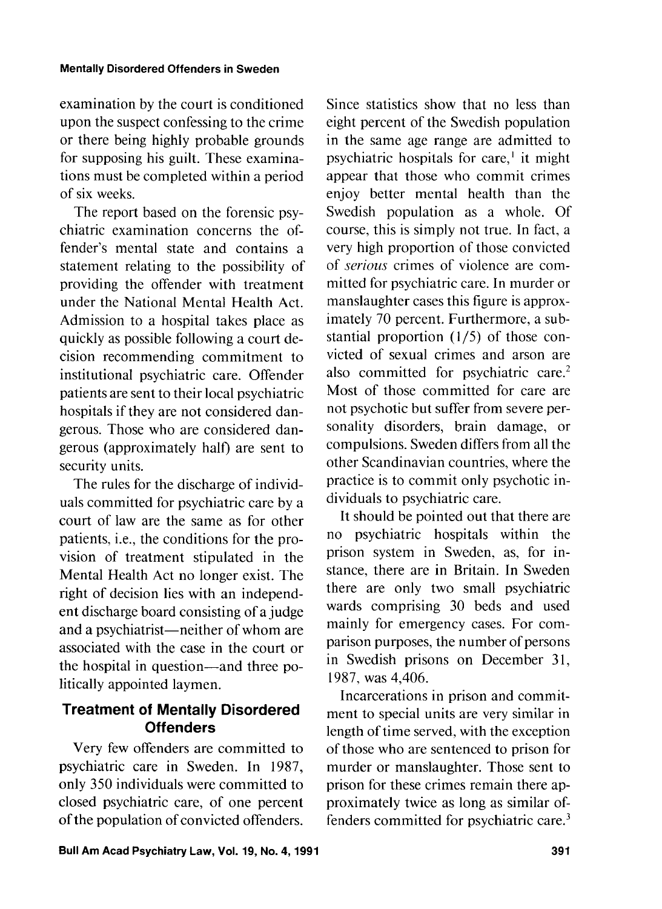examination by the court is conditioned upon the suspect confessing to the crime or there being highly probable grounds for supposing his guilt. These examinations must be completed within a period of six weeks.

The report based on the forensic psychiatric examination concerns the offender's mental state and contains a statement relating to the possibility of providing the offender with treatment under the National Mental Health Act. Admission to a hospital takes place as quickly as possible following a court decision recommending commitment to institutional psychiatric care. Offender patients are sent to their local psychiatric hospitals if they are not considered dangerous. Those who are considered dangerous (approximately half) are sent to security units.

The rules for the discharge of individuals committed for psychiatric care by a court of law are the same as for other patients, i.e., the conditions for the provision of treatment stipulated in the Mental Health Act no longer exist. The right of decision lies with an independent discharge board consisting of a judge and a psychiatrist—neither of whom are associated with the case in the court or the hospital in question—and three politically appointed laymen.

## Treatment of Mentally Disordered Offenders

Very few offenders are committed to psychiatric care in Sweden. In 1987, only 350 individuals were committed to closed psychiatric care, of one percent of the population of convicted offenders. Since statistics show that no less than eight percent of the Swedish population in the same age range are admitted to psychiatric hospitals for care,[1] it might appear that those who commit crimes enjoy better mental health than the Swedish population as a whole. Of course, this is simply not true. In fact, a very high proportion of those convicted of *serious* crimes of violence are committed for psychiatric care. In murder or manslaughter cases this figure is approximately 70 percent. Furthermore, a substantial proportion (1/5) of those convicted of sexual crimes and arson are also committed for psychiatric care.[2] Most of those committed for care are not psychotic but suffer from severe personality disorders, brain damage, or compulsions. Sweden differs from all the other Scandinavian countries, where the practice is to commit only psychotic individuals to psychiatric care.

It should be pointed out that there are no psychiatric hospitals within the prison system in Sweden, as, for instance, there are in Britain. In Sweden there are only two small psychiatric wards comprising 30 beds and used mainly for emergency cases. For comparison purposes, the number of persons in Swedish prisons on December 31, 1987, was 4,406.

Incarcerations in prison and commitment to special units are very similar in length of time served, with the exception of those who are sentenced to prison for murder or manslaughter. Those sent to prison for these crimes remain there approximately twice as long as similar offenders committed for psychiatric care.[3]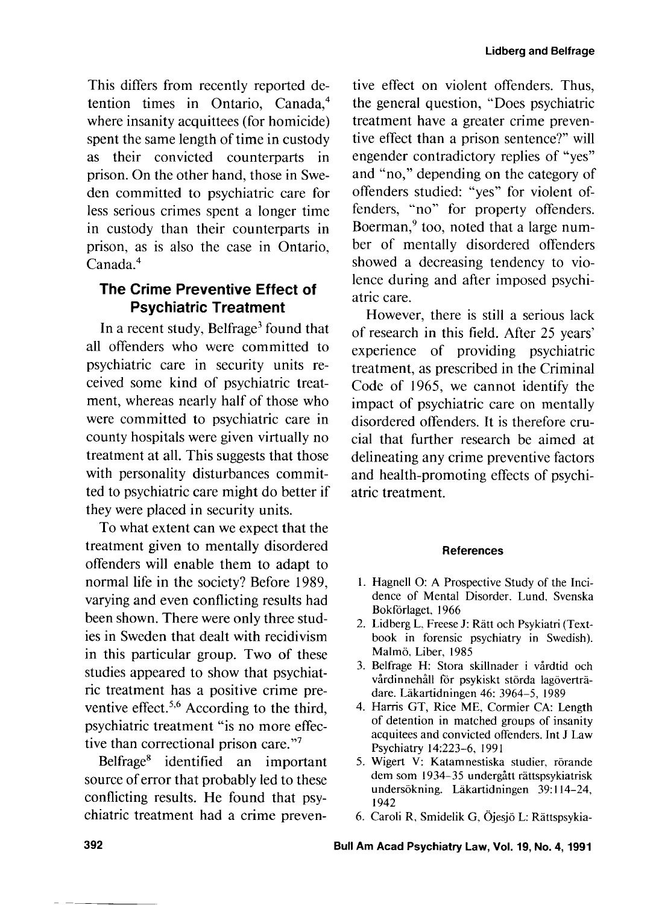This differs from recently reported detention times in Ontario, Canada,[4] where insanity acquittees (for homicide) spent the same length of time in custody as their convicted counterparts in prison. On the other hand, those in Sweden committed to psychiatric care for less serious crimes spent a longer time in custody than their counterparts in prison, as is also the case in Ontario, Canada.[4]

## The Crime Preventive Effect of Psychiatric Treatment

In a recent study, Belfrage[3] found that all offenders who were committed to psychiatric care in security units received some kind of psychiatric treatment, whereas nearly half of those who were committed to psychiatric care in county hospitals were given virtually no treatment at all. This suggests that those with personality disturbances committed to psychiatric care might do better if they were placed in security units.

To what extent can we expect that the treatment given to mentally disordered offenders will enable them to adapt to normal life in the society? Before 1989, varying and even conflicting results had been shown. There were only three studies in Sweden that dealt with recidivism in this particular group. Two of these studies appeared to show that psychiatric treatment has a positive crime preventive effect.[5,6] According to the third, psychiatric treatment "is no more effective than correctional prison care."[7]

Belfrage[8] identified an important source of error that probably led to these conflicting results. He found that psychiatric treatment had a crime preventive effect on violent offenders. Thus, the general question, "Does psychiatric treatment have a greater crime preventive effect than a prison sentence?" will engender contradictory replies of "yes" and "no," depending on the category of offenders studied: "yes" for violent offenders, "no" for property offenders. Boerman,[9] too, noted that a large number of mentally disordered offenders showed a decreasing tendency to violence during and after imposed psychiatric care.

However, there is still a serious lack of research in this field. After 25 years' experience of providing psychiatric treatment, as prescribed in the Criminal Code of 1965, we cannot identify the impact of psychiatric care on mentally disordered offenders. It is therefore crucial that further research be aimed at delineating any crime preventive factors and health-promoting effects of psychiatric treatment.

### References

1. Hagnell O: A Prospective Study of the Incidence of Mental Disorder. Lund, Svenska Bokförlaget, 1966
2. Lidberg L, Freese J: Rätt och Psykiatri (Textbook in forensic psychiatry in Swedish). Malmö, Liber, 1985
3. Belfrage H: Stora skillnader i vårdtid och vårdinnehåll för psykiskt störda lagöverträdare. Läkartidningen 46: 3964–5, 1989
4. Harris GT, Rice ME, Cormier CA: Length of detention in matched groups of insanity acquitees and convicted offenders. Int J Law Psychiatry 14:223–6, 1991
5. Wigert V: Katamnestiska studier, rörande dem som 1934–35 undergått rättspsykiatrisk undersökning. Läkartidningen 39:114–24, 1942
6. Caroli R, Smidelik G, Öjesjö L: Rättspsykia-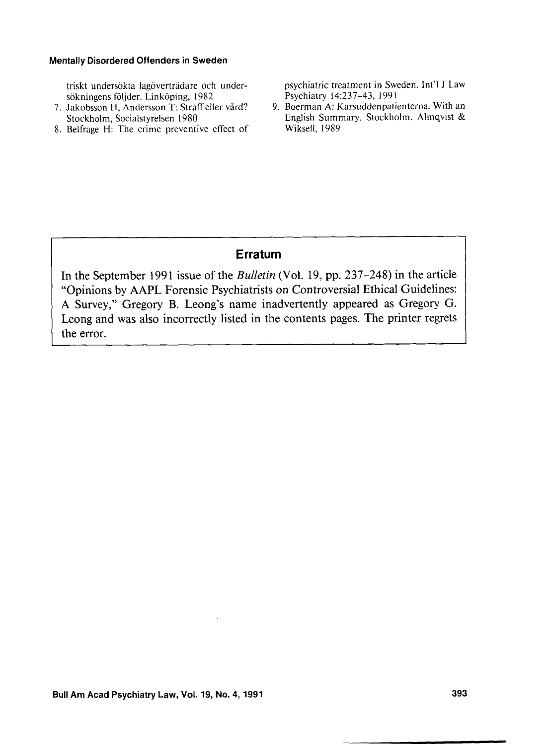triskt undersökta lagöverträdare och undersökningens följder. Linköping, 1982

7. Jakobsson H, Andersson T: Straff eller vård? Stockholm, Socialstyrelsen 1980
8. Belfrage H: The crime preventive effect of psychiatric treatment in Sweden. Int'l J Law Psychiatry 14:237–43, 1991
9. Boerman A: Karsuddenpatienterna. With an English Summary. Stockholm, Almqvist & Wiksell, 1989

## Erratum

In the September 1991 issue of the *Bulletin* (Vol. 19, pp. 237–248) in the article "Opinions by AAPL Forensic Psychiatrists on Controversial Ethical Guidelines: A Survey," Gregory B. Leong's name inadvertently appeared as Gregory G. Leong and was also incorrectly listed in the contents pages. The printer regrets the error.